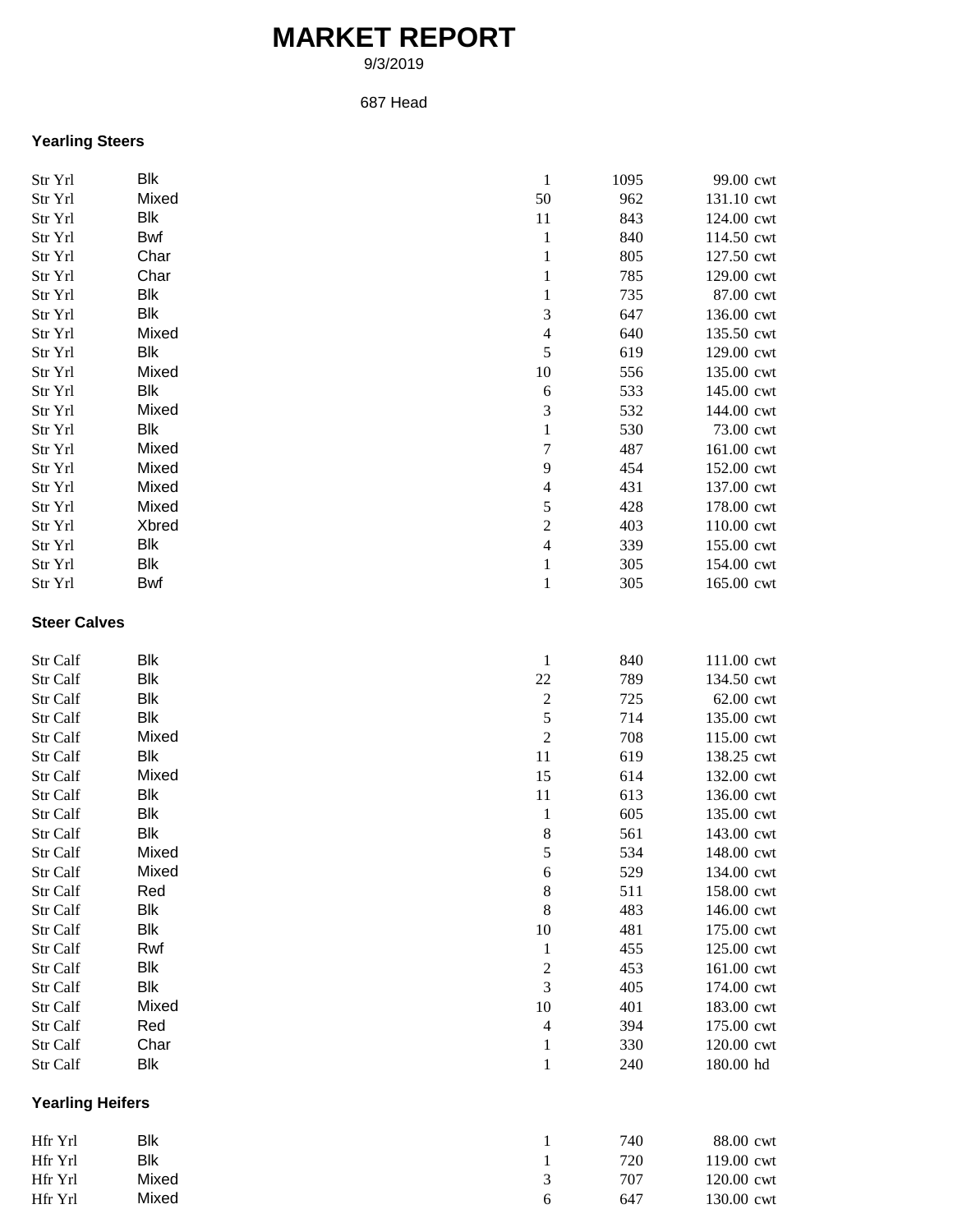# MARKET REPORT

9/3/2019

687 Head

### Yearling Steers

| | | | | |
|---|---|---|---|---|
| Str Yrl | Blk | 1 | 1095 | 99.00 cwt |
| Str Yrl | Mixed | 50 | 962 | 131.10 cwt |
| Str Yrl | Blk | 11 | 843 | 124.00 cwt |
| Str Yrl | Bwf | 1 | 840 | 114.50 cwt |
| Str Yrl | Char | 1 | 805 | 127.50 cwt |
| Str Yrl | Char | 1 | 785 | 129.00 cwt |
| Str Yrl | Blk | 1 | 735 | 87.00 cwt |
| Str Yrl | Blk | 3 | 647 | 136.00 cwt |
| Str Yrl | Mixed | 4 | 640 | 135.50 cwt |
| Str Yrl | Blk | 5 | 619 | 129.00 cwt |
| Str Yrl | Mixed | 10 | 556 | 135.00 cwt |
| Str Yrl | Blk | 6 | 533 | 145.00 cwt |
| Str Yrl | Mixed | 3 | 532 | 144.00 cwt |
| Str Yrl | Blk | 1 | 530 | 73.00 cwt |
| Str Yrl | Mixed | 7 | 487 | 161.00 cwt |
| Str Yrl | Mixed | 9 | 454 | 152.00 cwt |
| Str Yrl | Mixed | 4 | 431 | 137.00 cwt |
| Str Yrl | Mixed | 5 | 428 | 178.00 cwt |
| Str Yrl | Xbred | 2 | 403 | 110.00 cwt |
| Str Yrl | Blk | 4 | 339 | 155.00 cwt |
| Str Yrl | Blk | 1 | 305 | 154.00 cwt |
| Str Yrl | Bwf | 1 | 305 | 165.00 cwt |

### Steer Calves

| | | | | |
|---|---|---|---|---|
| Str Calf | Blk | 1 | 840 | 111.00 cwt |
| Str Calf | Blk | 22 | 789 | 134.50 cwt |
| Str Calf | Blk | 2 | 725 | 62.00 cwt |
| Str Calf | Blk | 5 | 714 | 135.00 cwt |
| Str Calf | Mixed | 2 | 708 | 115.00 cwt |
| Str Calf | Blk | 11 | 619 | 138.25 cwt |
| Str Calf | Mixed | 15 | 614 | 132.00 cwt |
| Str Calf | Blk | 11 | 613 | 136.00 cwt |
| Str Calf | Blk | 1 | 605 | 135.00 cwt |
| Str Calf | Blk | 8 | 561 | 143.00 cwt |
| Str Calf | Mixed | 5 | 534 | 148.00 cwt |
| Str Calf | Mixed | 6 | 529 | 134.00 cwt |
| Str Calf | Red | 8 | 511 | 158.00 cwt |
| Str Calf | Blk | 8 | 483 | 146.00 cwt |
| Str Calf | Blk | 10 | 481 | 175.00 cwt |
| Str Calf | Rwf | 1 | 455 | 125.00 cwt |
| Str Calf | Blk | 2 | 453 | 161.00 cwt |
| Str Calf | Blk | 3 | 405 | 174.00 cwt |
| Str Calf | Mixed | 10 | 401 | 183.00 cwt |
| Str Calf | Red | 4 | 394 | 175.00 cwt |
| Str Calf | Char | 1 | 330 | 120.00 cwt |
| Str Calf | Blk | 1 | 240 | 180.00 hd |

### Yearling Heifers

| | | | | |
|---|---|---|---|---|
| Hfr Yrl | Blk | 1 | 740 | 88.00 cwt |
| Hfr Yrl | Blk | 1 | 720 | 119.00 cwt |
| Hfr Yrl | Mixed | 3 | 707 | 120.00 cwt |
| Hfr Yrl | Mixed | 6 | 647 | 130.00 cwt |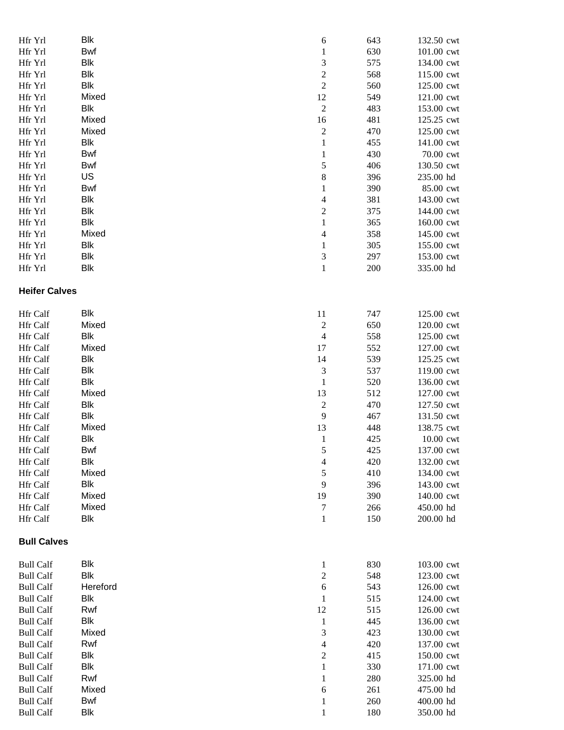| | | | | |
|---|---|---|---|---|
| Hfr Yrl | Blk | 6 | 643 | 132.50 cwt |
| Hfr Yrl | Bwf | 1 | 630 | 101.00 cwt |
| Hfr Yrl | Blk | 3 | 575 | 134.00 cwt |
| Hfr Yrl | Blk | 2 | 568 | 115.00 cwt |
| Hfr Yrl | Blk | 2 | 560 | 125.00 cwt |
| Hfr Yrl | Mixed | 12 | 549 | 121.00 cwt |
| Hfr Yrl | Blk | 2 | 483 | 153.00 cwt |
| Hfr Yrl | Mixed | 16 | 481 | 125.25 cwt |
| Hfr Yrl | Mixed | 2 | 470 | 125.00 cwt |
| Hfr Yrl | Blk | 1 | 455 | 141.00 cwt |
| Hfr Yrl | Bwf | 1 | 430 | 70.00 cwt |
| Hfr Yrl | Bwf | 5 | 406 | 130.50 cwt |
| Hfr Yrl | US | 8 | 396 | 235.00 hd |
| Hfr Yrl | Bwf | 1 | 390 | 85.00 cwt |
| Hfr Yrl | Blk | 4 | 381 | 143.00 cwt |
| Hfr Yrl | Blk | 2 | 375 | 144.00 cwt |
| Hfr Yrl | Blk | 1 | 365 | 160.00 cwt |
| Hfr Yrl | Mixed | 4 | 358 | 145.00 cwt |
| Hfr Yrl | Blk | 1 | 305 | 155.00 cwt |
| Hfr Yrl | Blk | 3 | 297 | 153.00 cwt |
| Hfr Yrl | Blk | 1 | 200 | 335.00 hd |

**Heifer Calves**

| | | | | |
|---|---|---|---|---|
| Hfr Calf | Blk | 11 | 747 | 125.00 cwt |
| Hfr Calf | Mixed | 2 | 650 | 120.00 cwt |
| Hfr Calf | Blk | 4 | 558 | 125.00 cwt |
| Hfr Calf | Mixed | 17 | 552 | 127.00 cwt |
| Hfr Calf | Blk | 14 | 539 | 125.25 cwt |
| Hfr Calf | Blk | 3 | 537 | 119.00 cwt |
| Hfr Calf | Blk | 1 | 520 | 136.00 cwt |
| Hfr Calf | Mixed | 13 | 512 | 127.00 cwt |
| Hfr Calf | Blk | 2 | 470 | 127.50 cwt |
| Hfr Calf | Blk | 9 | 467 | 131.50 cwt |
| Hfr Calf | Mixed | 13 | 448 | 138.75 cwt |
| Hfr Calf | Blk | 1 | 425 | 10.00 cwt |
| Hfr Calf | Bwf | 5 | 425 | 137.00 cwt |
| Hfr Calf | Blk | 4 | 420 | 132.00 cwt |
| Hfr Calf | Mixed | 5 | 410 | 134.00 cwt |
| Hfr Calf | Blk | 9 | 396 | 143.00 cwt |
| Hfr Calf | Mixed | 19 | 390 | 140.00 cwt |
| Hfr Calf | Mixed | 7 | 266 | 450.00 hd |
| Hfr Calf | Blk | 1 | 150 | 200.00 hd |

**Bull Calves**

| | | | | |
|---|---|---|---|---|
| Bull Calf | Blk | 1 | 830 | 103.00 cwt |
| Bull Calf | Blk | 2 | 548 | 123.00 cwt |
| Bull Calf | Hereford | 6 | 543 | 126.00 cwt |
| Bull Calf | Blk | 1 | 515 | 124.00 cwt |
| Bull Calf | Rwf | 12 | 515 | 126.00 cwt |
| Bull Calf | Blk | 1 | 445 | 136.00 cwt |
| Bull Calf | Mixed | 3 | 423 | 130.00 cwt |
| Bull Calf | Rwf | 4 | 420 | 137.00 cwt |
| Bull Calf | Blk | 2 | 415 | 150.00 cwt |
| Bull Calf | Blk | 1 | 330 | 171.00 cwt |
| Bull Calf | Rwf | 1 | 280 | 325.00 hd |
| Bull Calf | Mixed | 6 | 261 | 475.00 hd |
| Bull Calf | Bwf | 1 | 260 | 400.00 hd |
| Bull Calf | Blk | 1 | 180 | 350.00 hd |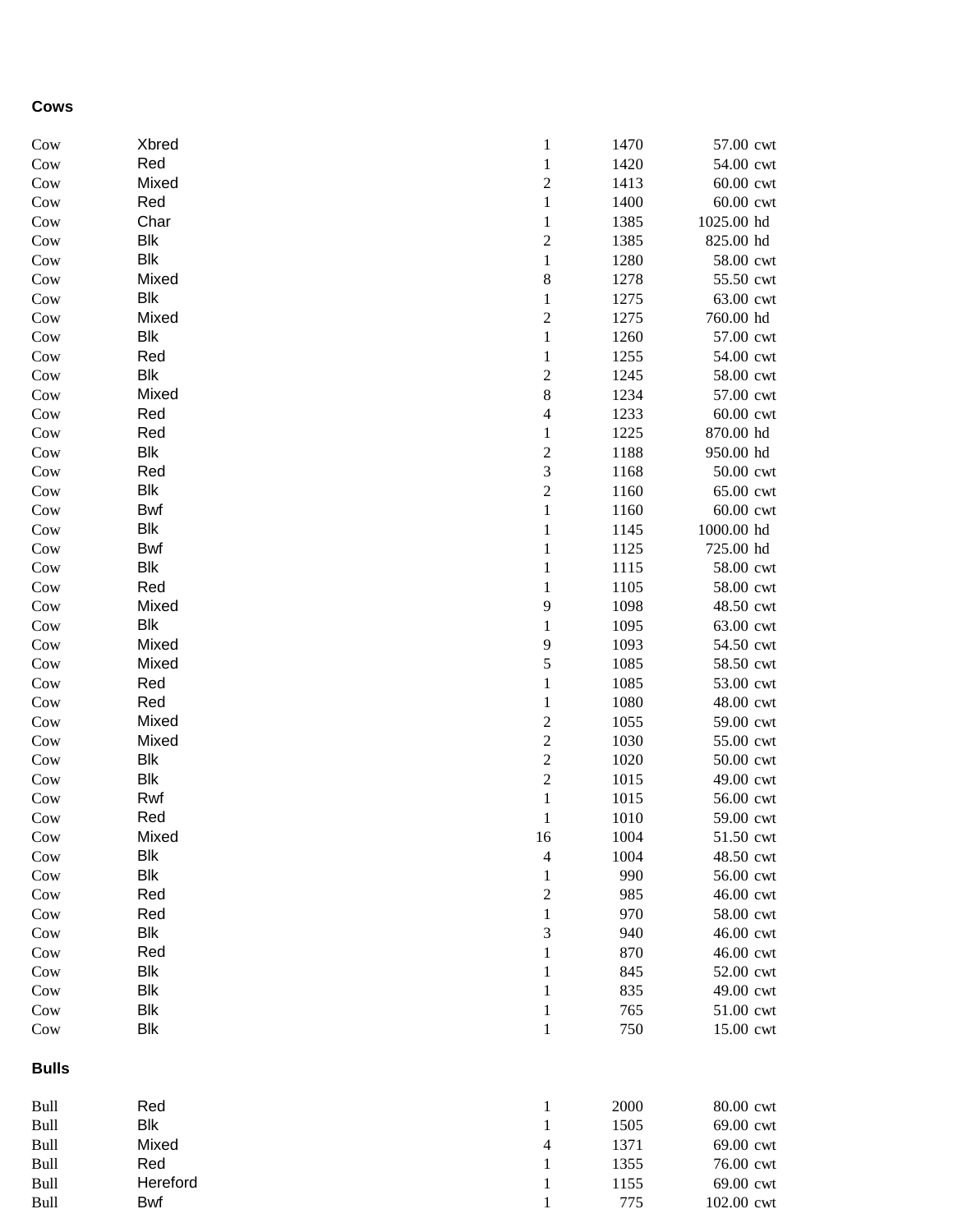**Cows**

| | | | | | |
|---|---|---|---|---|---|
| Cow | Xbred | 1 | 1470 | 57.00 | cwt |
| Cow | Red | 1 | 1420 | 54.00 | cwt |
| Cow | Mixed | 2 | 1413 | 60.00 | cwt |
| Cow | Red | 1 | 1400 | 60.00 | cwt |
| Cow | Char | 1 | 1385 | 1025.00 | hd |
| Cow | Blk | 2 | 1385 | 825.00 | hd |
| Cow | Blk | 1 | 1280 | 58.00 | cwt |
| Cow | Mixed | 8 | 1278 | 55.50 | cwt |
| Cow | Blk | 1 | 1275 | 63.00 | cwt |
| Cow | Mixed | 2 | 1275 | 760.00 | hd |
| Cow | Blk | 1 | 1260 | 57.00 | cwt |
| Cow | Red | 1 | 1255 | 54.00 | cwt |
| Cow | Blk | 2 | 1245 | 58.00 | cwt |
| Cow | Mixed | 8 | 1234 | 57.00 | cwt |
| Cow | Red | 4 | 1233 | 60.00 | cwt |
| Cow | Red | 1 | 1225 | 870.00 | hd |
| Cow | Blk | 2 | 1188 | 950.00 | hd |
| Cow | Red | 3 | 1168 | 50.00 | cwt |
| Cow | Blk | 2 | 1160 | 65.00 | cwt |
| Cow | Bwf | 1 | 1160 | 60.00 | cwt |
| Cow | Blk | 1 | 1145 | 1000.00 | hd |
| Cow | Bwf | 1 | 1125 | 725.00 | hd |
| Cow | Blk | 1 | 1115 | 58.00 | cwt |
| Cow | Red | 1 | 1105 | 58.00 | cwt |
| Cow | Mixed | 9 | 1098 | 48.50 | cwt |
| Cow | Blk | 1 | 1095 | 63.00 | cwt |
| Cow | Mixed | 9 | 1093 | 54.50 | cwt |
| Cow | Mixed | 5 | 1085 | 58.50 | cwt |
| Cow | Red | 1 | 1085 | 53.00 | cwt |
| Cow | Red | 1 | 1080 | 48.00 | cwt |
| Cow | Mixed | 2 | 1055 | 59.00 | cwt |
| Cow | Mixed | 2 | 1030 | 55.00 | cwt |
| Cow | Blk | 2 | 1020 | 50.00 | cwt |
| Cow | Blk | 2 | 1015 | 49.00 | cwt |
| Cow | Rwf | 1 | 1015 | 56.00 | cwt |
| Cow | Red | 1 | 1010 | 59.00 | cwt |
| Cow | Mixed | 16 | 1004 | 51.50 | cwt |
| Cow | Blk | 4 | 1004 | 48.50 | cwt |
| Cow | Blk | 1 | 990 | 56.00 | cwt |
| Cow | Red | 2 | 985 | 46.00 | cwt |
| Cow | Red | 1 | 970 | 58.00 | cwt |
| Cow | Blk | 3 | 940 | 46.00 | cwt |
| Cow | Red | 1 | 870 | 46.00 | cwt |
| Cow | Blk | 1 | 845 | 52.00 | cwt |
| Cow | Blk | 1 | 835 | 49.00 | cwt |
| Cow | Blk | 1 | 765 | 51.00 | cwt |
| Cow | Blk | 1 | 750 | 15.00 | cwt |

**Bulls**

| | | | | | |
|---|---|---|---|---|---|
| Bull | Red | 1 | 2000 | 80.00 | cwt |
| Bull | Blk | 1 | 1505 | 69.00 | cwt |
| Bull | Mixed | 4 | 1371 | 69.00 | cwt |
| Bull | Red | 1 | 1355 | 76.00 | cwt |
| Bull | Hereford | 1 | 1155 | 69.00 | cwt |
| Bull | Bwf | 1 | 775 | 102.00 | cwt |